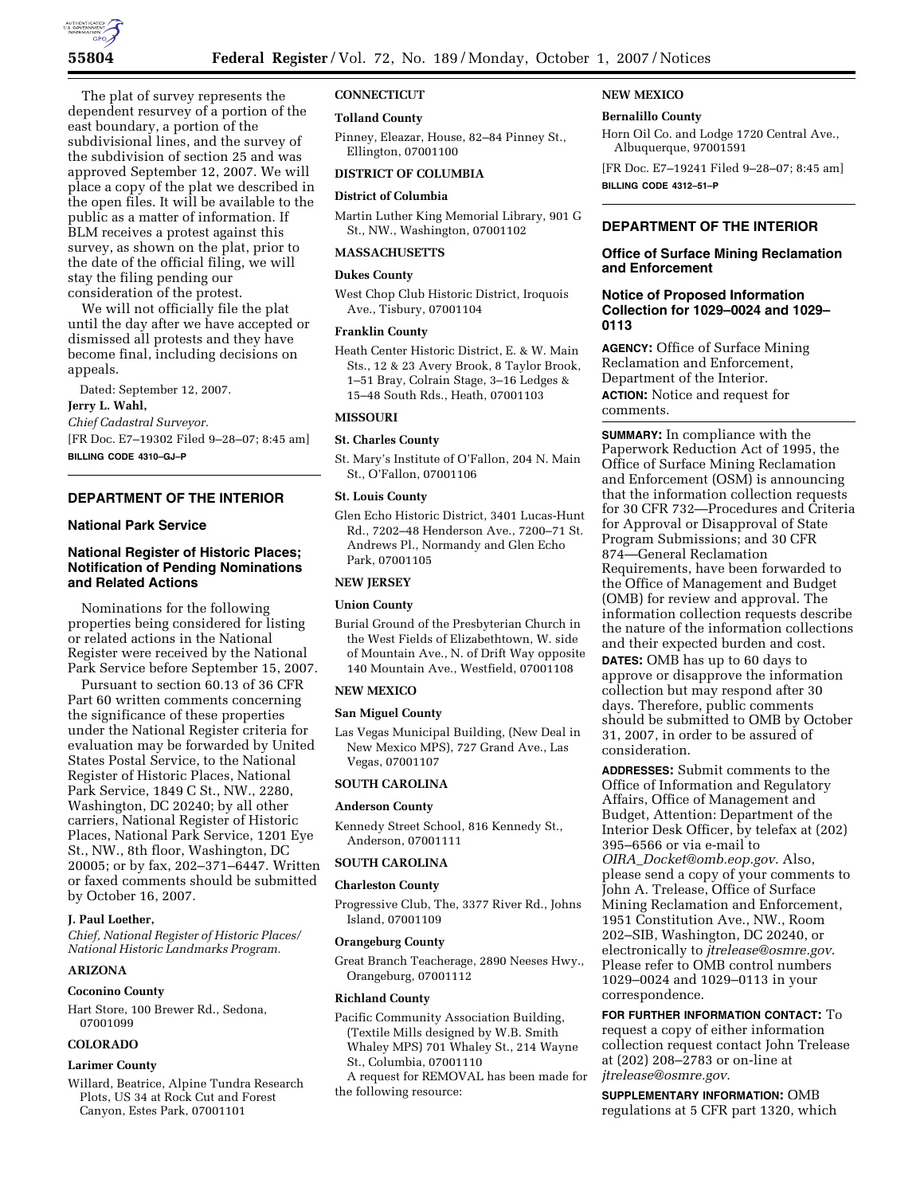The plat of survey represents the dependent resurvey of a portion of the east boundary, a portion of the subdivisional lines, and the survey of the subdivision of section 25 and was approved September 12, 2007. We will place a copy of the plat we described in the open files. It will be available to the public as a matter of information. If BLM receives a protest against this survey, as shown on the plat, prior to the date of the official filing, we will stay the filing pending our consideration of the protest.

We will not officially file the plat until the day after we have accepted or dismissed all protests and they have become final, including decisions on appeals.

Dated: September 12, 2007.

**Jerry L. Wahl,**

*Chief Cadastral Surveyor.*

[FR Doc. E7–19302 Filed 9–28–07; 8:45 am]

**BILLING CODE 4310–GJ–P**

## DEPARTMENT OF THE INTERIOR

### National Park Service

### National Register of Historic Places; Notification of Pending Nominations and Related Actions

Nominations for the following properties being considered for listing or related actions in the National Register were received by the National Park Service before September 15, 2007.

Pursuant to section 60.13 of 36 CFR Part 60 written comments concerning the significance of these properties under the National Register criteria for evaluation may be forwarded by United States Postal Service, to the National Register of Historic Places, National Park Service, 1849 C St., NW., 2280, Washington, DC 20240; by all other carriers, National Register of Historic Places, National Park Service, 1201 Eye St., NW., 8th floor, Washington, DC 20005; or by fax, 202–371–6447. Written or faxed comments should be submitted by October 16, 2007.

**J. Paul Loether,**

*Chief, National Register of Historic Places/ National Historic Landmarks Program.*

**ARIZONA**

**Coconino County**

Hart Store, 100 Brewer Rd., Sedona, 07001099

**COLORADO**

**Larimer County**

Willard, Beatrice, Alpine Tundra Research Plots, US 34 at Rock Cut and Forest Canyon, Estes Park, 07001101

**CONNECTICUT**

**Tolland County**

Pinney, Eleazar, House, 82–84 Pinney St., Ellington, 07001100

**DISTRICT OF COLUMBIA**

**District of Columbia**

Martin Luther King Memorial Library, 901 G St., NW., Washington, 07001102

**MASSACHUSETTS**

**Dukes County**

West Chop Club Historic District, Iroquois Ave., Tisbury, 07001104

**Franklin County**

Heath Center Historic District, E. & W. Main Sts., 12 & 23 Avery Brook, 8 Taylor Brook, 1–51 Bray, Colrain Stage, 3–16 Ledges & 15–48 South Rds., Heath, 07001103

**MISSOURI**

**St. Charles County**

St. Mary's Institute of O'Fallon, 204 N. Main St., O'Fallon, 07001106

**St. Louis County**

Glen Echo Historic District, 3401 Lucas-Hunt Rd., 7202–48 Henderson Ave., 7200–71 St. Andrews Pl., Normandy and Glen Echo Park, 07001105

**NEW JERSEY**

**Union County**

Burial Ground of the Presbyterian Church in the West Fields of Elizabethtown, W. side of Mountain Ave., N. of Drift Way opposite 140 Mountain Ave., Westfield, 07001108

**NEW MEXICO**

**San Miguel County**

Las Vegas Municipal Building, (New Deal in New Mexico MPS), 727 Grand Ave., Las Vegas, 07001107

**SOUTH CAROLINA**

**Anderson County**

Kennedy Street School, 816 Kennedy St., Anderson, 07001111

**SOUTH CAROLINA**

**Charleston County**

Progressive Club, The, 3377 River Rd., Johns Island, 07001109

**Orangeburg County**

Great Branch Teacherage, 2890 Neeses Hwy., Orangeburg, 07001112

**Richland County**

Pacific Community Association Building, (Textile Mills designed by W.B. Smith Whaley MPS) 701 Whaley St., 214 Wayne St., Columbia, 07001110

A request for REMOVAL has been made for the following resource:

**NEW MEXICO**

**Bernalillo County**

Horn Oil Co. and Lodge 1720 Central Ave., Albuquerque, 97001591

[FR Doc. E7–19241 Filed 9–28–07; 8:45 am]

**BILLING CODE 4312–51–P**

## DEPARTMENT OF THE INTERIOR

### Office of Surface Mining Reclamation and Enforcement

### Notice of Proposed Information Collection for 1029–0024 and 1029–0113

**AGENCY:** Office of Surface Mining Reclamation and Enforcement, Department of the Interior.

**ACTION:** Notice and request for comments.

**SUMMARY:** In compliance with the Paperwork Reduction Act of 1995, the Office of Surface Mining Reclamation and Enforcement (OSM) is announcing that the information collection requests for 30 CFR 732—Procedures and Criteria for Approval or Disapproval of State Program Submissions; and 30 CFR 874—General Reclamation Requirements, have been forwarded to the Office of Management and Budget (OMB) for review and approval. The information collection requests describe the nature of the information collections and their expected burden and cost.

**DATES:** OMB has up to 60 days to approve or disapprove the information collection but may respond after 30 days. Therefore, public comments should be submitted to OMB by October 31, 2007, in order to be assured of consideration.

**ADDRESSES:** Submit comments to the Office of Information and Regulatory Affairs, Office of Management and Budget, Attention: Department of the Interior Desk Officer, by telefax at (202) 395–6566 or via e-mail to *OIRA_Docket@omb.eop.gov*. Also, please send a copy of your comments to John A. Trelease, Office of Surface Mining Reclamation and Enforcement, 1951 Constitution Ave., NW., Room 202–SIB, Washington, DC 20240, or electronically to *jtrelease@osmre.gov*. Please refer to OMB control numbers 1029–0024 and 1029–0113 in your correspondence.

**FOR FURTHER INFORMATION CONTACT:** To request a copy of either information collection request contact John Trelease at (202) 208–2783 or on-line at *jtrelease@osmre.gov*.

**SUPPLEMENTARY INFORMATION:** OMB regulations at 5 CFR part 1320, which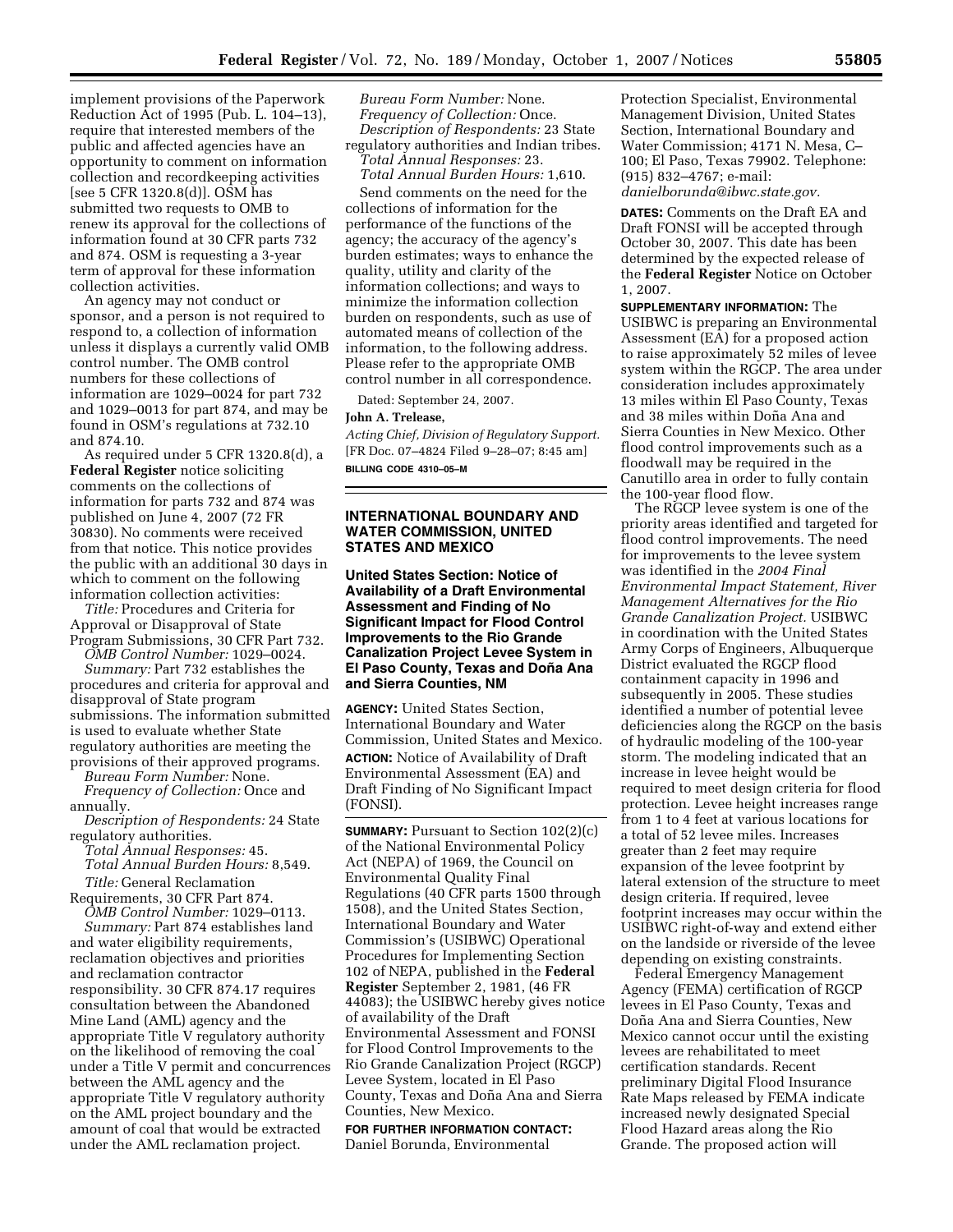implement provisions of the Paperwork Reduction Act of 1995 (Pub. L. 104–13), require that interested members of the public and affected agencies have an opportunity to comment on information collection and recordkeeping activities [see 5 CFR 1320.8(d)]. OSM has submitted two requests to OMB to renew its approval for the collections of information found at 30 CFR parts 732 and 874. OSM is requesting a 3-year term of approval for these information collection activities.

An agency may not conduct or sponsor, and a person is not required to respond to, a collection of information unless it displays a currently valid OMB control number. The OMB control numbers for these collections of information are 1029–0024 for part 732 and 1029–0013 for part 874, and may be found in OSM's regulations at 732.10 and 874.10.

As required under 5 CFR 1320.8(d), a **Federal Register** notice soliciting comments on the collections of information for parts 732 and 874 was published on June 4, 2007 (72 FR 30830). No comments were received from that notice. This notice provides the public with an additional 30 days in which to comment on the following information collection activities:

*Title:* Procedures and Criteria for Approval or Disapproval of State Program Submissions, 30 CFR Part 732.

*OMB Control Number:* 1029–0024.

*Summary:* Part 732 establishes the procedures and criteria for approval and disapproval of State program submissions. The information submitted is used to evaluate whether State regulatory authorities are meeting the provisions of their approved programs.

*Bureau Form Number:* None.

*Frequency of Collection:* Once and annually.

*Description of Respondents:* 24 State regulatory authorities.

*Total Annual Responses:* 45.

*Total Annual Burden Hours:* 8,549.

*Title:* General Reclamation Requirements, 30 CFR Part 874.

*OMB Control Number:* 1029–0113.

*Summary:* Part 874 establishes land and water eligibility requirements, reclamation objectives and priorities and reclamation contractor responsibility. 30 CFR 874.17 requires consultation between the Abandoned Mine Land (AML) agency and the appropriate Title V regulatory authority on the likelihood of removing the coal under a Title V permit and concurrences between the AML agency and the appropriate Title V regulatory authority on the AML project boundary and the amount of coal that would be extracted under the AML reclamation project.

*Bureau Form Number:* None.

*Frequency of Collection:* Once.

*Description of Respondents:* 23 State regulatory authorities and Indian tribes.

*Total Annual Responses:* 23.

*Total Annual Burden Hours:* 1,610.

Send comments on the need for the collections of information for the performance of the functions of the agency; the accuracy of the agency's burden estimates; ways to enhance the quality, utility and clarity of the information collections; and ways to minimize the information collection burden on respondents, such as use of automated means of collection of the information, to the following address. Please refer to the appropriate OMB control number in all correspondence.

Dated: September 24, 2007.

**John A. Trelease,**

*Acting Chief, Division of Regulatory Support.*

[FR Doc. 07–4824 Filed 9–28–07; 8:45 am]

**BILLING CODE 4310–05–M**

## INTERNATIONAL BOUNDARY AND WATER COMMISSION, UNITED STATES AND MEXICO

### United States Section: Notice of Availability of a Draft Environmental Assessment and Finding of No Significant Impact for Flood Control Improvements to the Rio Grande Canalization Project Levee System in El Paso County, Texas and Doña Ana and Sierra Counties, NM

**AGENCY:** United States Section, International Boundary and Water Commission, United States and Mexico.

**ACTION:** Notice of Availability of Draft Environmental Assessment (EA) and Draft Finding of No Significant Impact (FONSI).

**SUMMARY:** Pursuant to Section 102(2)(c) of the National Environmental Policy Act (NEPA) of 1969, the Council on Environmental Quality Final Regulations (40 CFR parts 1500 through 1508), and the United States Section, International Boundary and Water Commission's (USIBWC) Operational Procedures for Implementing Section 102 of NEPA, published in the **Federal Register** September 2, 1981, (46 FR 44083); the USIBWC hereby gives notice of availability of the Draft Environmental Assessment and FONSI for Flood Control Improvements to the Rio Grande Canalization Project (RGCP) Levee System, located in El Paso County, Texas and Doña Ana and Sierra Counties, New Mexico.

**FOR FURTHER INFORMATION CONTACT:** Daniel Borunda, Environmental Protection Specialist, Environmental Management Division, United States Section, International Boundary and Water Commission; 4171 N. Mesa, C–100; El Paso, Texas 79902. Telephone: (915) 832–4767; e-mail: *danielborunda@ibwc.state.gov.*

**DATES:** Comments on the Draft EA and Draft FONSI will be accepted through October 30, 2007. This date has been determined by the expected release of the **Federal Register** Notice on October 1, 2007.

**SUPPLEMENTARY INFORMATION:** The USIBWC is preparing an Environmental Assessment (EA) for a proposed action to raise approximately 52 miles of levee system within the RGCP. The area under consideration includes approximately 13 miles within El Paso County, Texas and 38 miles within Doña Ana and Sierra Counties in New Mexico. Other flood control improvements such as a floodwall may be required in the Canutillo area in order to fully contain the 100-year flood flow.

The RGCP levee system is one of the priority areas identified and targeted for flood control improvements. The need for improvements to the levee system was identified in the *2004 Final Environmental Impact Statement, River Management Alternatives for the Rio Grande Canalization Project.* USIBWC in coordination with the United States Army Corps of Engineers, Albuquerque District evaluated the RGCP flood containment capacity in 1996 and subsequently in 2005. These studies identified a number of potential levee deficiencies along the RGCP on the basis of hydraulic modeling of the 100-year storm. The modeling indicated that an increase in levee height would be required to meet design criteria for flood protection. Levee height increases range from 1 to 4 feet at various locations for a total of 52 levee miles. Increases greater than 2 feet may require expansion of the levee footprint by lateral extension of the structure to meet design criteria. If required, levee footprint increases may occur within the USIBWC right-of-way and extend either on the landside or riverside of the levee depending on existing constraints.

Federal Emergency Management Agency (FEMA) certification of RGCP levees in El Paso County, Texas and Doña Ana and Sierra Counties, New Mexico cannot occur until the existing levees are rehabilitated to meet certification standards. Recent preliminary Digital Flood Insurance Rate Maps released by FEMA indicate increased newly designated Special Flood Hazard areas along the Rio Grande. The proposed action will